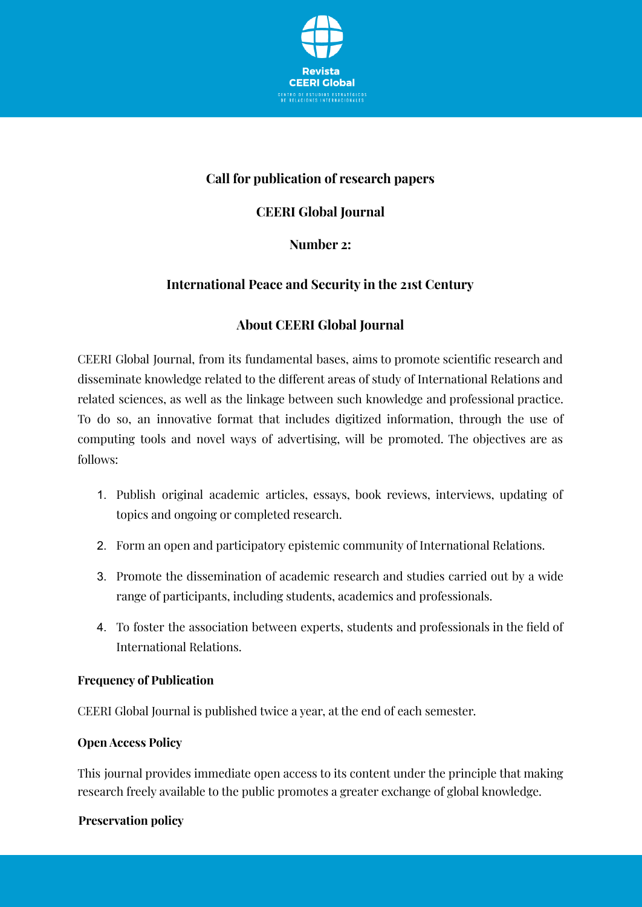**Call for publication of research papers**

**CEERI Global Journal**

**Number 2:**

**International Peace and Security in the 21st Century**

## About CEERI Global Journal

CEERI Global Journal, from its fundamental bases, aims to promote scientific research and disseminate knowledge related to the different areas of study of International Relations and related sciences, as well as the linkage between such knowledge and professional practice. To do so, an innovative format that includes digitized information, through the use of computing tools and novel ways of advertising, will be promoted. The objectives are as follows:

1. Publish original academic articles, essays, book reviews, interviews, updating of topics and ongoing or completed research.
2. Form an open and participatory epistemic community of International Relations.
3. Promote the dissemination of academic research and studies carried out by a wide range of participants, including students, academics and professionals.
4. To foster the association between experts, students and professionals in the field of International Relations.

**Frequency of Publication**

CEERI Global Journal is published twice a year, at the end of each semester.

**Open Access Policy**

This journal provides immediate open access to its content under the principle that making research freely available to the public promotes a greater exchange of global knowledge.

**Preservation policy**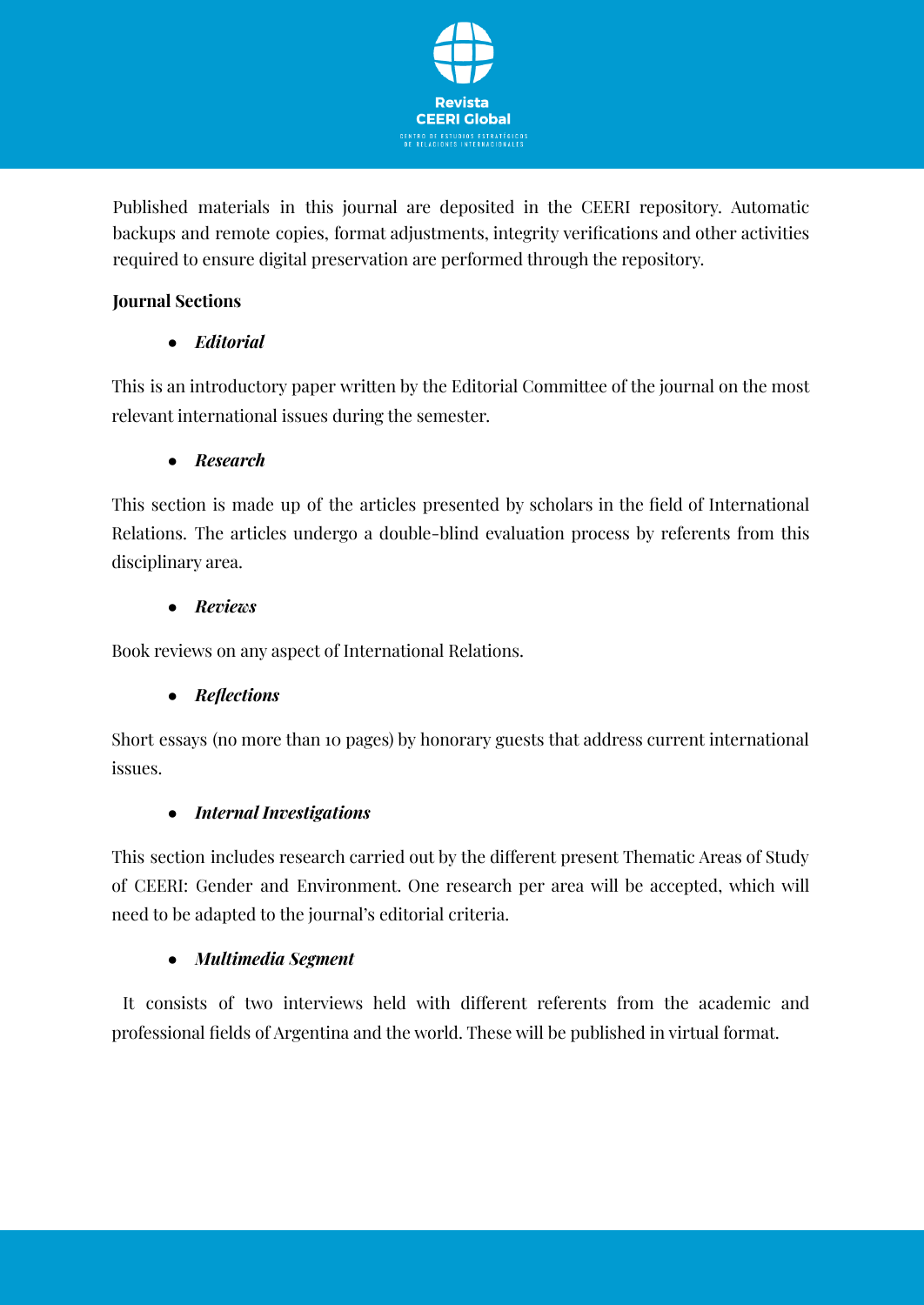Published materials in this journal are deposited in the CEERI repository. Automatic backups and remote copies, format adjustments, integrity verifications and other activities required to ensure digital preservation are performed through the repository.

**Journal Sections**

- ***Editorial***

This is an introductory paper written by the Editorial Committee of the journal on the most relevant international issues during the semester.

- ***Research***

This section is made up of the articles presented by scholars in the field of International Relations. The articles undergo a double-blind evaluation process by referents from this disciplinary area.

- ***Reviews***

Book reviews on any aspect of International Relations.

- ***Reflections***

Short essays (no more than 10 pages) by honorary guests that address current international issues.

- ***Internal Investigations***

This section includes research carried out by the different present Thematic Areas of Study of CEERI: Gender and Environment. One research per area will be accepted, which will need to be adapted to the journal's editorial criteria.

- ***Multimedia Segment***

It consists of two interviews held with different referents from the academic and professional fields of Argentina and the world. These will be published in virtual format.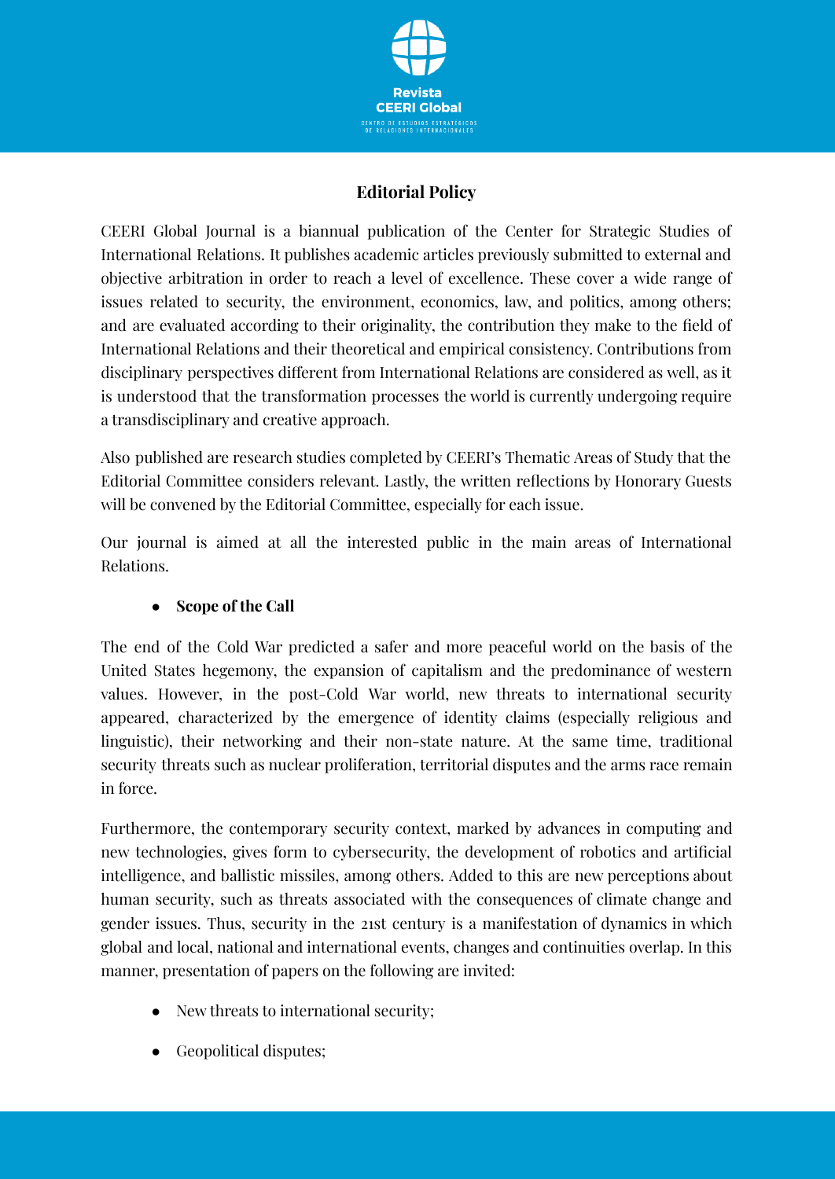## Editorial Policy

CEERI Global Journal is a biannual publication of the Center for Strategic Studies of International Relations. It publishes academic articles previously submitted to external and objective arbitration in order to reach a level of excellence. These cover a wide range of issues related to security, the environment, economics, law, and politics, among others; and are evaluated according to their originality, the contribution they make to the field of International Relations and their theoretical and empirical consistency. Contributions from disciplinary perspectives different from International Relations are considered as well, as it is understood that the transformation processes the world is currently undergoing require a transdisciplinary and creative approach.

Also published are research studies completed by CEERI's Thematic Areas of Study that the Editorial Committee considers relevant. Lastly, the written reflections by Honorary Guests will be convened by the Editorial Committee, especially for each issue.

Our journal is aimed at all the interested public in the main areas of International Relations.

- **Scope of the Call**

The end of the Cold War predicted a safer and more peaceful world on the basis of the United States hegemony, the expansion of capitalism and the predominance of western values. However, in the post-Cold War world, new threats to international security appeared, characterized by the emergence of identity claims (especially religious and linguistic), their networking and their non-state nature. At the same time, traditional security threats such as nuclear proliferation, territorial disputes and the arms race remain in force.

Furthermore, the contemporary security context, marked by advances in computing and new technologies, gives form to cybersecurity, the development of robotics and artificial intelligence, and ballistic missiles, among others. Added to this are new perceptions about human security, such as threats associated with the consequences of climate change and gender issues. Thus, security in the 21st century is a manifestation of dynamics in which global and local, national and international events, changes and continuities overlap. In this manner, presentation of papers on the following are invited:

- New threats to international security;
- Geopolitical disputes;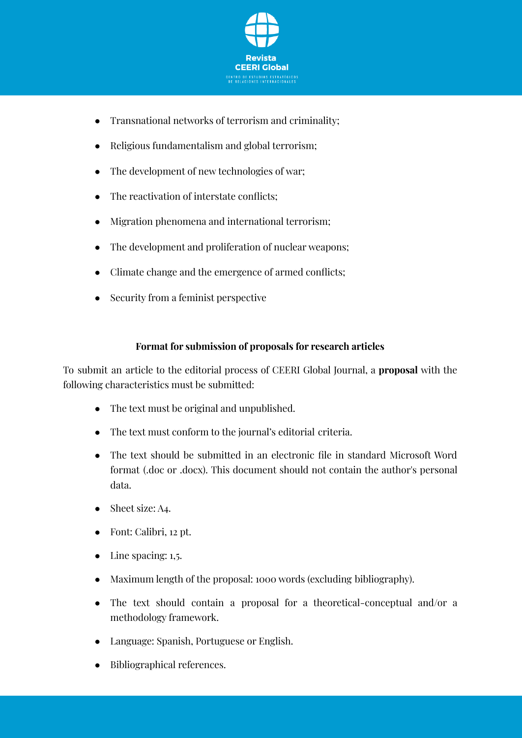- Transnational networks of terrorism and criminality;
- Religious fundamentalism and global terrorism;
- The development of new technologies of war;
- The reactivation of interstate conflicts;
- Migration phenomena and international terrorism;
- The development and proliferation of nuclear weapons;
- Climate change and the emergence of armed conflicts;
- Security from a feminist perspective

**Format for submission of proposals for research articles**

To submit an article to the editorial process of CEERI Global Journal, a **proposal** with the following characteristics must be submitted:

- The text must be original and unpublished.
- The text must conform to the journal's editorial criteria.
- The text should be submitted in an electronic file in standard Microsoft Word format (.doc or .docx). This document should not contain the author's personal data.
- Sheet size: A4.
- Font: Calibri, 12 pt.
- Line spacing: 1,5.
- Maximum length of the proposal: 1000 words (excluding bibliography).
- The text should contain a proposal for a theoretical-conceptual and/or a methodology framework.
- Language: Spanish, Portuguese or English.
- Bibliographical references.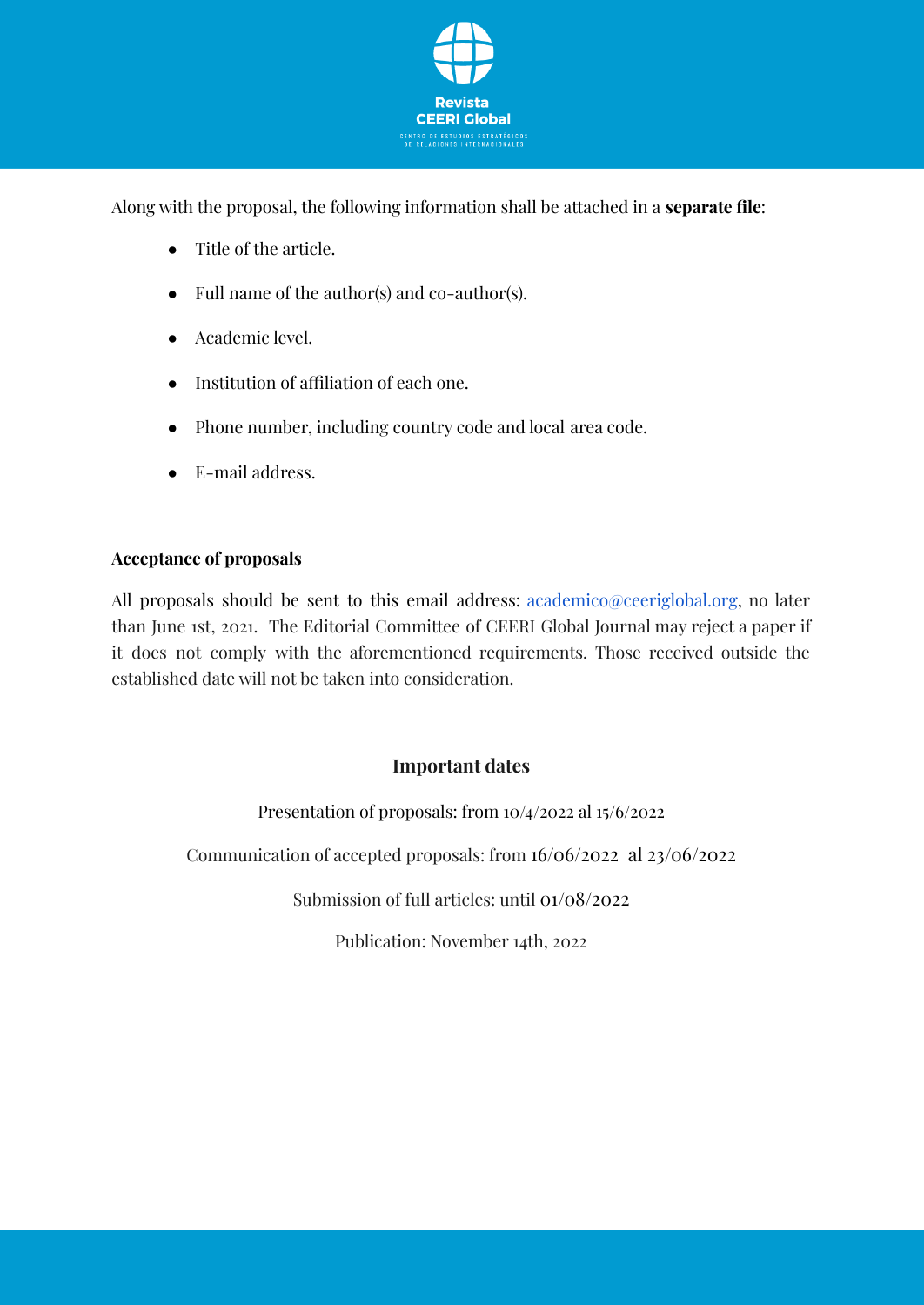Along with the proposal, the following information shall be attached in a **separate file**:

- Title of the article.
- Full name of the author(s) and co-author(s).
- Academic level.
- Institution of affiliation of each one.
- Phone number, including country code and local area code.
- E-mail address.

**Acceptance of proposals**

All proposals should be sent to this email address: academico@ceeriglobal.org, no later than June 1st, 2021. The Editorial Committee of CEERI Global Journal may reject a paper if it does not comply with the aforementioned requirements. Those received outside the established date will not be taken into consideration.

## Important dates

Presentation of proposals: from 10/4/2022 al 15/6/2022

Communication of accepted proposals: from 16/06/2022 al 23/06/2022

Submission of full articles: until 01/08/2022

Publication: November 14th, 2022